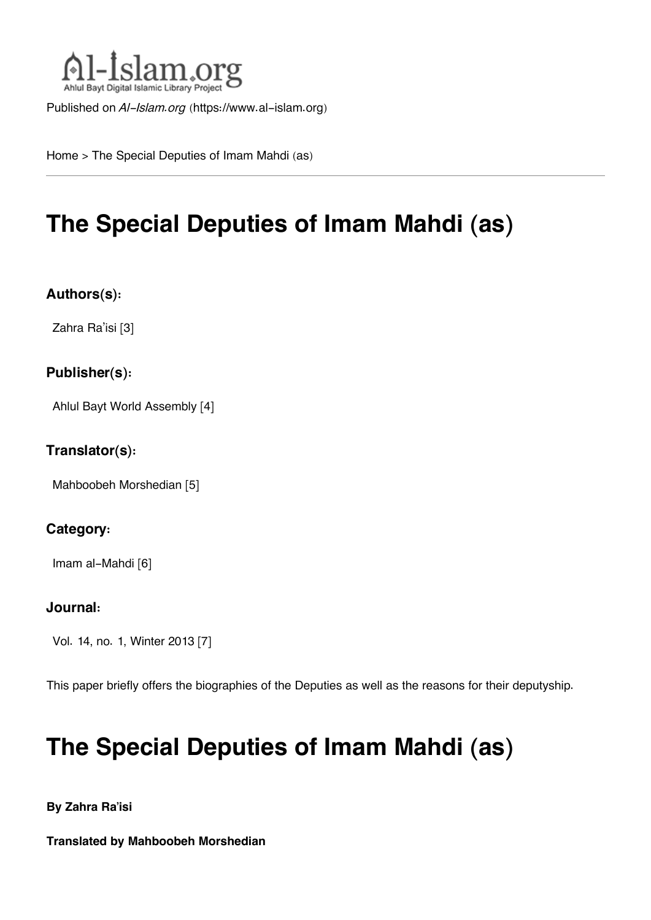Published on *Al-Islam.org* (https://www.al-islam.org)

Home > The Special Deputies of Imam Mahdi (as)

# The Special Deputies of Imam Mahdi (as)

### Authors(s):

Zahra Ra'isi [3]

### Publisher(s):

Ahlul Bayt World Assembly [4]

### Translator(s):

Mahboobeh Morshedian [5]

### Category:

Imam al-Mahdi [6]

### Journal:

Vol. 14, no. 1, Winter 2013 [7]

This paper briefly offers the biographies of the Deputies as well as the reasons for their deputyship.

# The Special Deputies of Imam Mahdi (as)

**By Zahra Ra'isi**

**Translated by Mahboobeh Morshedian**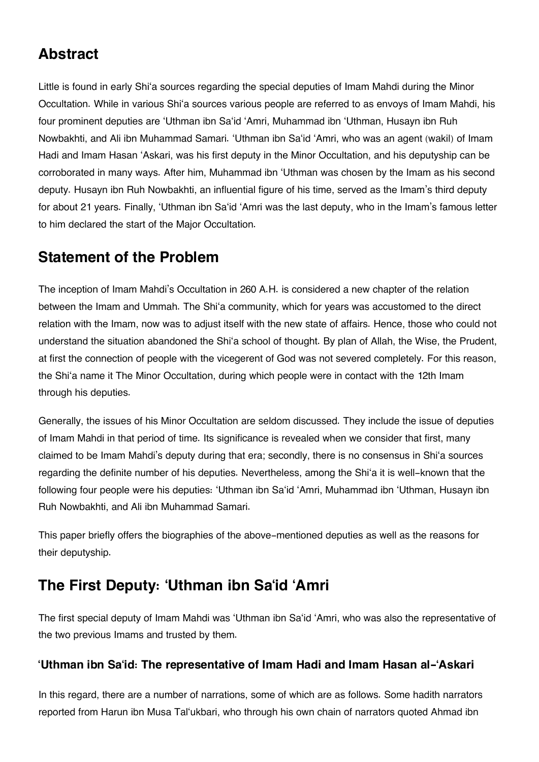## Abstract

Little is found in early Shi'a sources regarding the special deputies of Imam Mahdi during the Minor Occultation. While in various Shi'a sources various people are referred to as envoys of Imam Mahdi, his four prominent deputies are 'Uthman ibn Sa'id 'Amri, Muhammad ibn 'Uthman, Husayn ibn Ruh Nowbakhti, and Ali ibn Muhammad Samari. 'Uthman ibn Sa'id 'Amri, who was an agent (wakil) of Imam Hadi and Imam Hasan 'Askari, was his first deputy in the Minor Occultation, and his deputyship can be corroborated in many ways. After him, Muhammad ibn 'Uthman was chosen by the Imam as his second deputy. Husayn ibn Ruh Nowbakhti, an influential figure of his time, served as the Imam's third deputy for about 21 years. Finally, 'Uthman ibn Sa'id 'Amri was the last deputy, who in the Imam's famous letter to him declared the start of the Major Occultation.

## Statement of the Problem

The inception of Imam Mahdi's Occultation in 260 A.H. is considered a new chapter of the relation between the Imam and Ummah. The Shi'a community, which for years was accustomed to the direct relation with the Imam, now was to adjust itself with the new state of affairs. Hence, those who could not understand the situation abandoned the Shi'a school of thought. By plan of Allah, the Wise, the Prudent, at first the connection of people with the vicegerent of God was not severed completely. For this reason, the Shi'a name it The Minor Occultation, during which people were in contact with the 12th Imam through his deputies.

Generally, the issues of his Minor Occultation are seldom discussed. They include the issue of deputies of Imam Mahdi in that period of time. Its significance is revealed when we consider that first, many claimed to be Imam Mahdi's deputy during that era; secondly, there is no consensus in Shi'a sources regarding the definite number of his deputies. Nevertheless, among the Shi'a it is well-known that the following four people were his deputies: 'Uthman ibn Sa'id 'Amri, Muhammad ibn 'Uthman, Husayn ibn Ruh Nowbakhti, and Ali ibn Muhammad Samari.

This paper briefly offers the biographies of the above-mentioned deputies as well as the reasons for their deputyship.

## The First Deputy: 'Uthman ibn Sa'id 'Amri

The first special deputy of Imam Mahdi was 'Uthman ibn Sa'id 'Amri, who was also the representative of the two previous Imams and trusted by them.

### 'Uthman ibn Sa'id: The representative of Imam Hadi and Imam Hasan al-'Askari

In this regard, there are a number of narrations, some of which are as follows. Some hadith narrators reported from Harun ibn Musa Tal'ukbari, who through his own chain of narrators quoted Ahmad ibn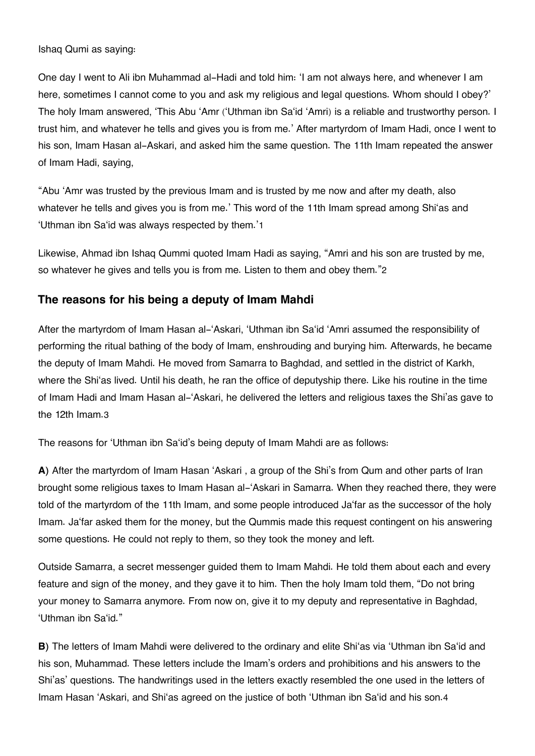Ishaq Qumi as saying:

One day I went to Ali ibn Muhammad al-Hadi and told him: 'I am not always here, and whenever I am here, sometimes I cannot come to you and ask my religious and legal questions. Whom should I obey?' The holy Imam answered, 'This Abu 'Amr ('Uthman ibn Sa'id 'Amri) is a reliable and trustworthy person. I trust him, and whatever he tells and gives you is from me.' After martyrdom of Imam Hadi, once I went to his son, Imam Hasan al-Askari, and asked him the same question. The 11th Imam repeated the answer of Imam Hadi, saying,

"Abu 'Amr was trusted by the previous Imam and is trusted by me now and after my death, also whatever he tells and gives you is from me.' This word of the 11th Imam spread among Shi'as and 'Uthman ibn Sa'id was always respected by them.'[1]

Likewise, Ahmad ibn Ishaq Qummi quoted Imam Hadi as saying, "Amri and his son are trusted by me, so whatever he gives and tells you is from me. Listen to them and obey them."[2]

### The reasons for his being a deputy of Imam Mahdi

After the martyrdom of Imam Hasan al-'Askari, 'Uthman ibn Sa'id 'Amri assumed the responsibility of performing the ritual bathing of the body of Imam, enshrouding and burying him. Afterwards, he became the deputy of Imam Mahdi. He moved from Samarra to Baghdad, and settled in the district of Karkh, where the Shi'as lived. Until his death, he ran the office of deputyship there. Like his routine in the time of Imam Hadi and Imam Hasan al-'Askari, he delivered the letters and religious taxes the Shi'as gave to the 12th Imam.[3]

The reasons for 'Uthman ibn Sa'id's being deputy of Imam Mahdi are as follows:

**A**) After the martyrdom of Imam Hasan 'Askari , a group of the Shi's from Qum and other parts of Iran brought some religious taxes to Imam Hasan al-'Askari in Samarra. When they reached there, they were told of the martyrdom of the 11th Imam, and some people introduced Ja'far as the successor of the holy Imam. Ja'far asked them for the money, but the Qummis made this request contingent on his answering some questions. He could not reply to them, so they took the money and left.

Outside Samarra, a secret messenger guided them to Imam Mahdi. He told them about each and every feature and sign of the money, and they gave it to him. Then the holy Imam told them, "Do not bring your money to Samarra anymore. From now on, give it to my deputy and representative in Baghdad, 'Uthman ibn Sa'id."

**B**) The letters of Imam Mahdi were delivered to the ordinary and elite Shi'as via 'Uthman ibn Sa'id and his son, Muhammad. These letters include the Imam's orders and prohibitions and his answers to the Shi'as' questions. The handwritings used in the letters exactly resembled the one used in the letters of Imam Hasan 'Askari, and Shi'as agreed on the justice of both 'Uthman ibn Sa'id and his son.[4]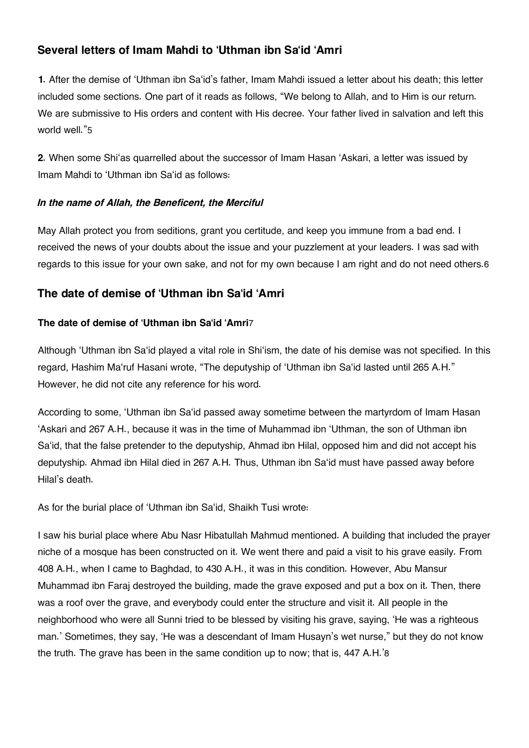## Several letters of Imam Mahdi to ‘Uthman ibn Sa‘id ‘Amri

**1.** After the demise of ‘Uthman ibn Sa‘id's father, Imam Mahdi issued a letter about his death; this letter included some sections. One part of it reads as follows, "We belong to Allah, and to Him is our return. We are submissive to His orders and content with His decree. Your father lived in salvation and left this world well."[5]

**2.** When some Shi‘as quarrelled about the successor of Imam Hasan ‘Askari, a letter was issued by Imam Mahdi to ‘Uthman ibn Sa‘id as follows:

#### *In the name of Allah, the Beneficent, the Merciful*

May Allah protect you from seditions, grant you certitude, and keep you immune from a bad end. I received the news of your doubts about the issue and your puzzlement at your leaders. I was sad with regards to this issue for your own sake, and not for my own because I am right and do not need others.[6]

## The date of demise of ‘Uthman ibn Sa‘id ‘Amri

#### The date of demise of ‘Uthman ibn Sa‘id ‘Amri[7]

Although ‘Uthman ibn Sa‘id played a vital role in Shi‘ism, the date of his demise was not specified. In this regard, Hashim Ma‘ruf Hasani wrote, "The deputyship of ‘Uthman ibn Sa‘id lasted until 265 A.H." However, he did not cite any reference for his word.

According to some, ‘Uthman ibn Sa‘id passed away sometime between the martyrdom of Imam Hasan ‘Askari and 267 A.H., because it was in the time of Muhammad ibn ‘Uthman, the son of Uthman ibn Sa‘id, that the false pretender to the deputyship, Ahmad ibn Hilal, opposed him and did not accept his deputyship. Ahmad ibn Hilal died in 267 A.H. Thus, Uthman ibn Sa‘id must have passed away before Hilal's death.

As for the burial place of ‘Uthman ibn Sa‘id, Shaikh Tusi wrote:

I saw his burial place where Abu Nasr Hibatullah Mahmud mentioned. A building that included the prayer niche of a mosque has been constructed on it. We went there and paid a visit to his grave easily. From 408 A.H., when I came to Baghdad, to 430 A.H., it was in this condition. However, Abu Mansur Muhammad ibn Faraj destroyed the building, made the grave exposed and put a box on it. Then, there was a roof over the grave, and everybody could enter the structure and visit it. All people in the neighborhood who were all Sunni tried to be blessed by visiting his grave, saying, 'He was a righteous man.' Sometimes, they say, 'He was a descendant of Imam Husayn's wet nurse," but they do not know the truth. The grave has been in the same condition up to now; that is, 447 A.H.'[8]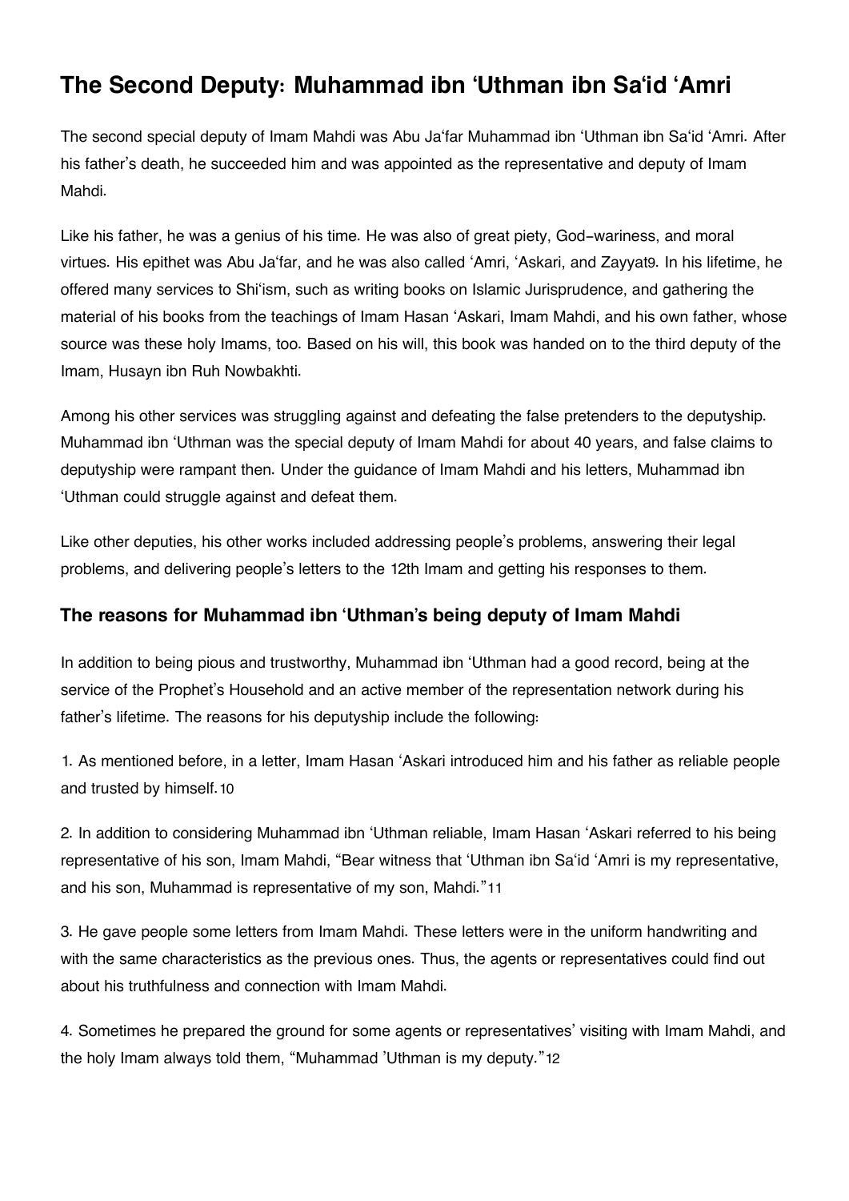## The Second Deputy: Muhammad ibn 'Uthman ibn Sa'id 'Amri

The second special deputy of Imam Mahdi was Abu Ja'far Muhammad ibn 'Uthman ibn Sa'id 'Amri. After his father's death, he succeeded him and was appointed as the representative and deputy of Imam Mahdi.

Like his father, he was a genius of his time. He was also of great piety, God-wariness, and moral virtues. His epithet was Abu Ja'far, and he was also called 'Amri, 'Askari, and Zayyat[9]. In his lifetime, he offered many services to Shi'ism, such as writing books on Islamic Jurisprudence, and gathering the material of his books from the teachings of Imam Hasan 'Askari, Imam Mahdi, and his own father, whose source was these holy Imams, too. Based on his will, this book was handed on to the third deputy of the Imam, Husayn ibn Ruh Nowbakhti.

Among his other services was struggling against and defeating the false pretenders to the deputyship. Muhammad ibn 'Uthman was the special deputy of Imam Mahdi for about 40 years, and false claims to deputyship were rampant then. Under the guidance of Imam Mahdi and his letters, Muhammad ibn 'Uthman could struggle against and defeat them.

Like other deputies, his other works included addressing people's problems, answering their legal problems, and delivering people's letters to the 12th Imam and getting his responses to them.

### The reasons for Muhammad ibn 'Uthman's being deputy of Imam Mahdi

In addition to being pious and trustworthy, Muhammad ibn 'Uthman had a good record, being at the service of the Prophet's Household and an active member of the representation network during his father's lifetime. The reasons for his deputyship include the following:

1. As mentioned before, in a letter, Imam Hasan 'Askari introduced him and his father as reliable people and trusted by himself.[10]

2. In addition to considering Muhammad ibn 'Uthman reliable, Imam Hasan 'Askari referred to his being representative of his son, Imam Mahdi, "Bear witness that 'Uthman ibn Sa'id 'Amri is my representative, and his son, Muhammad is representative of my son, Mahdi."[11]

3. He gave people some letters from Imam Mahdi. These letters were in the uniform handwriting and with the same characteristics as the previous ones. Thus, the agents or representatives could find out about his truthfulness and connection with Imam Mahdi.

4. Sometimes he prepared the ground for some agents or representatives' visiting with Imam Mahdi, and the holy Imam always told them, "Muhammad 'Uthman is my deputy."[12]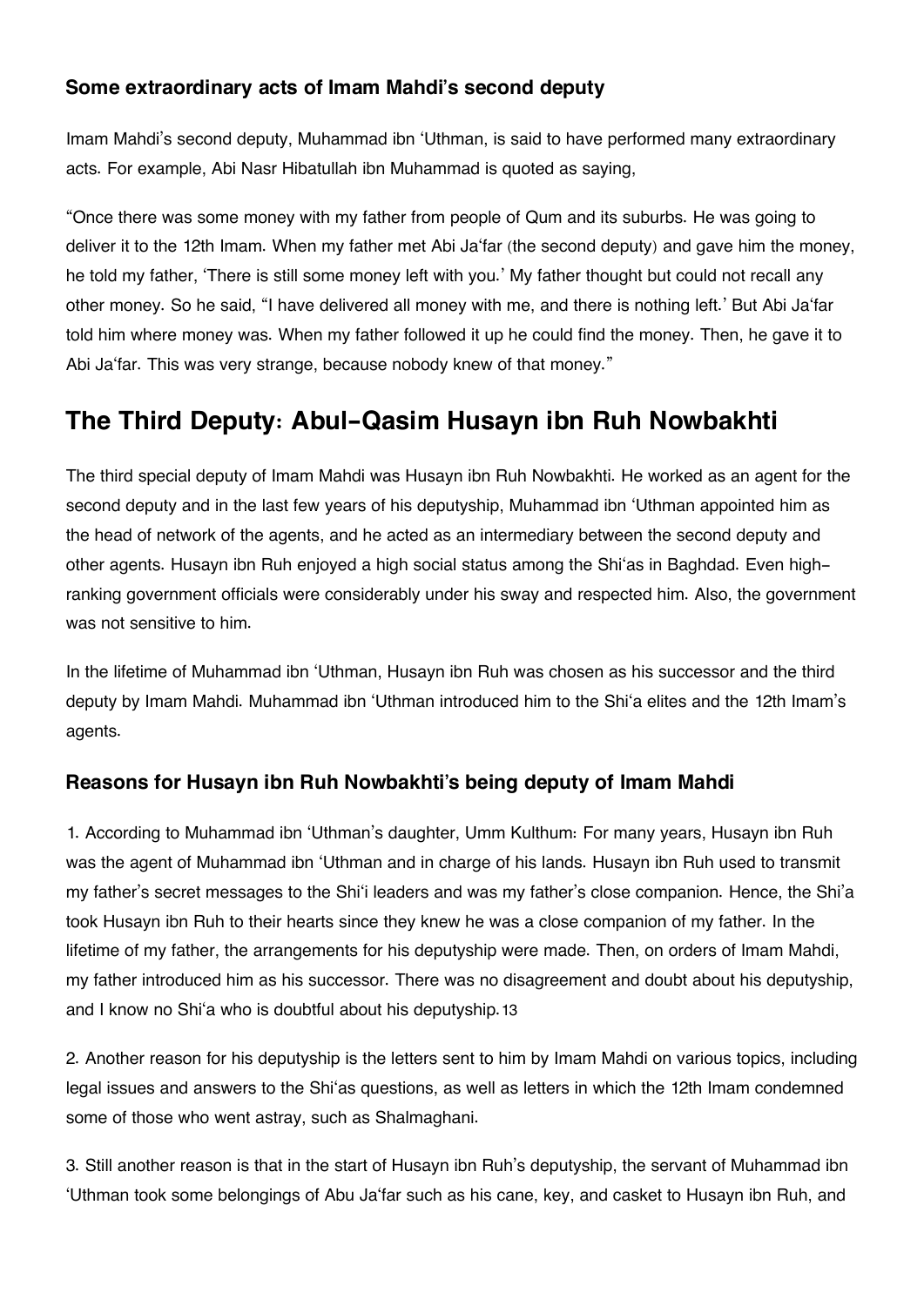### Some extraordinary acts of Imam Mahdi's second deputy

Imam Mahdi's second deputy, Muhammad ibn 'Uthman, is said to have performed many extraordinary acts. For example, Abi Nasr Hibatullah ibn Muhammad is quoted as saying,

"Once there was some money with my father from people of Qum and its suburbs. He was going to deliver it to the 12th Imam. When my father met Abi Ja'far (the second deputy) and gave him the money, he told my father, 'There is still some money left with you.' My father thought but could not recall any other money. So he said, "I have delivered all money with me, and there is nothing left.' But Abi Ja'far told him where money was. When my father followed it up he could find the money. Then, he gave it to Abi Ja'far. This was very strange, because nobody knew of that money."

## The Third Deputy: Abul-Qasim Husayn ibn Ruh Nowbakhti

The third special deputy of Imam Mahdi was Husayn ibn Ruh Nowbakhti. He worked as an agent for the second deputy and in the last few years of his deputyship, Muhammad ibn 'Uthman appointed him as the head of network of the agents, and he acted as an intermediary between the second deputy and other agents. Husayn ibn Ruh enjoyed a high social status among the Shi'as in Baghdad. Even high-ranking government officials were considerably under his sway and respected him. Also, the government was not sensitive to him.

In the lifetime of Muhammad ibn 'Uthman, Husayn ibn Ruh was chosen as his successor and the third deputy by Imam Mahdi. Muhammad ibn 'Uthman introduced him to the Shi'a elites and the 12th Imam's agents.

### Reasons for Husayn ibn Ruh Nowbakhti's being deputy of Imam Mahdi

1. According to Muhammad ibn 'Uthman's daughter, Umm Kulthum: For many years, Husayn ibn Ruh was the agent of Muhammad ibn 'Uthman and in charge of his lands. Husayn ibn Ruh used to transmit my father's secret messages to the Shi'i leaders and was my father's close companion. Hence, the Shi'a took Husayn ibn Ruh to their hearts since they knew he was a close companion of my father. In the lifetime of my father, the arrangements for his deputyship were made. Then, on orders of Imam Mahdi, my father introduced him as his successor. There was no disagreement and doubt about his deputyship, and I know no Shi'a who is doubtful about his deputyship.[13]

2. Another reason for his deputyship is the letters sent to him by Imam Mahdi on various topics, including legal issues and answers to the Shi'as questions, as well as letters in which the 12th Imam condemned some of those who went astray, such as Shalmaghani.

3. Still another reason is that in the start of Husayn ibn Ruh's deputyship, the servant of Muhammad ibn 'Uthman took some belongings of Abu Ja'far such as his cane, key, and casket to Husayn ibn Ruh, and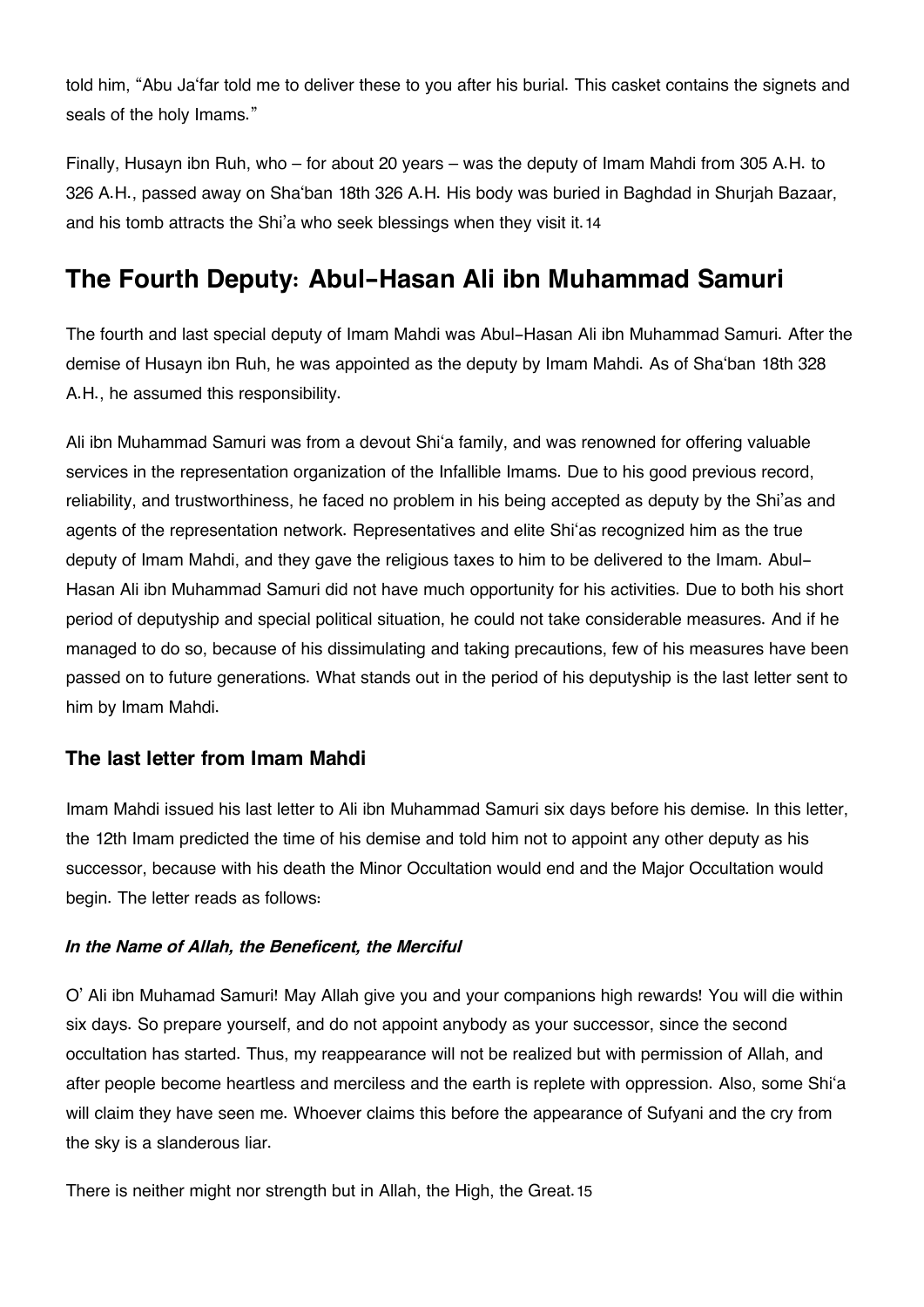told him, "Abu Ja'far told me to deliver these to you after his burial. This casket contains the signets and seals of the holy Imams."

Finally, Husayn ibn Ruh, who – for about 20 years – was the deputy of Imam Mahdi from 305 A.H. to 326 A.H., passed away on Sha'ban 18th 326 A.H. His body was buried in Baghdad in Shurjah Bazaar, and his tomb attracts the Shi'a who seek blessings when they visit it.[14]

## The Fourth Deputy: Abul-Hasan Ali ibn Muhammad Samuri

The fourth and last special deputy of Imam Mahdi was Abul-Hasan Ali ibn Muhammad Samuri. After the demise of Husayn ibn Ruh, he was appointed as the deputy by Imam Mahdi. As of Sha'ban 18th 328 A.H., he assumed this responsibility.

Ali ibn Muhammad Samuri was from a devout Shi'a family, and was renowned for offering valuable services in the representation organization of the Infallible Imams. Due to his good previous record, reliability, and trustworthiness, he faced no problem in his being accepted as deputy by the Shi'as and agents of the representation network. Representatives and elite Shi'as recognized him as the true deputy of Imam Mahdi, and they gave the religious taxes to him to be delivered to the Imam. Abul-Hasan Ali ibn Muhammad Samuri did not have much opportunity for his activities. Due to both his short period of deputyship and special political situation, he could not take considerable measures. And if he managed to do so, because of his dissimulating and taking precautions, few of his measures have been passed on to future generations. What stands out in the period of his deputyship is the last letter sent to him by Imam Mahdi.

### The last letter from Imam Mahdi

Imam Mahdi issued his last letter to Ali ibn Muhammad Samuri six days before his demise. In this letter, the 12th Imam predicted the time of his demise and told him not to appoint any other deputy as his successor, because with his death the Minor Occultation would end and the Major Occultation would begin. The letter reads as follows:

#### *In the Name of Allah, the Beneficent, the Merciful*

O' Ali ibn Muhamad Samuri! May Allah give you and your companions high rewards! You will die within six days. So prepare yourself, and do not appoint anybody as your successor, since the second occultation has started. Thus, my reappearance will not be realized but with permission of Allah, and after people become heartless and merciless and the earth is replete with oppression. Also, some Shi'a will claim they have seen me. Whoever claims this before the appearance of Sufyani and the cry from the sky is a slanderous liar.

There is neither might nor strength but in Allah, the High, the Great.[15]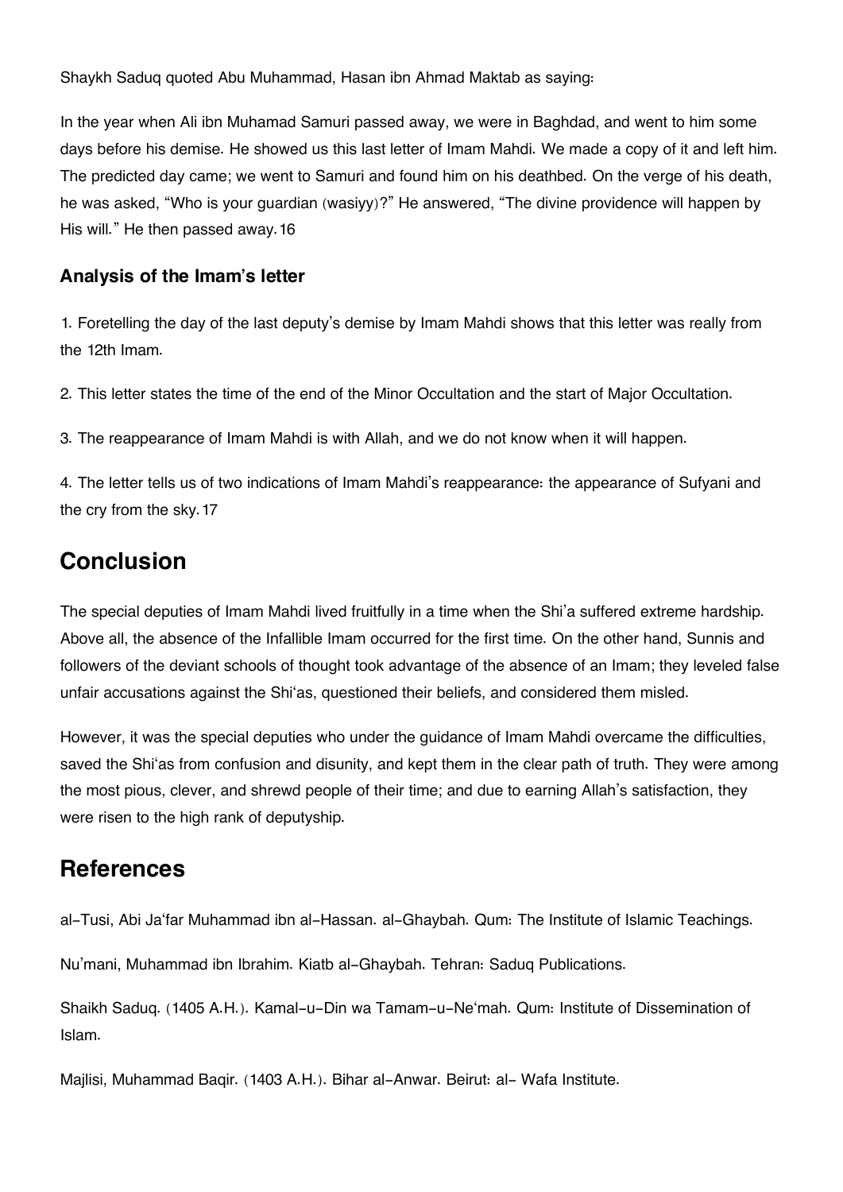Shaykh Saduq quoted Abu Muhammad, Hasan ibn Ahmad Maktab as saying:

In the year when Ali ibn Muhamad Samuri passed away, we were in Baghdad, and went to him some days before his demise. He showed us this last letter of Imam Mahdi. We made a copy of it and left him. The predicted day came; we went to Samuri and found him on his deathbed. On the verge of his death, he was asked, "Who is your guardian (wasiyy)?" He answered, "The divine providence will happen by His will." He then passed away.[16]

### Analysis of the Imam's letter

1. Foretelling the day of the last deputy's demise by Imam Mahdi shows that this letter was really from the 12th Imam.

2. This letter states the time of the end of the Minor Occultation and the start of Major Occultation.

3. The reappearance of Imam Mahdi is with Allah, and we do not know when it will happen.

4. The letter tells us of two indications of Imam Mahdi's reappearance: the appearance of Sufyani and the cry from the sky.[17]

## Conclusion

The special deputies of Imam Mahdi lived fruitfully in a time when the Shi'a suffered extreme hardship. Above all, the absence of the Infallible Imam occurred for the first time. On the other hand, Sunnis and followers of the deviant schools of thought took advantage of the absence of an Imam; they leveled false unfair accusations against the Shi'as, questioned their beliefs, and considered them misled.

However, it was the special deputies who under the guidance of Imam Mahdi overcame the difficulties, saved the Shi'as from confusion and disunity, and kept them in the clear path of truth. They were among the most pious, clever, and shrewd people of their time; and due to earning Allah's satisfaction, they were risen to the high rank of deputyship.

## References

al-Tusi, Abi Ja'far Muhammad ibn al-Hassan. al-Ghaybah. Qum: The Institute of Islamic Teachings.

Nu'mani, Muhammad ibn Ibrahim. Kiatb al-Ghaybah. Tehran: Saduq Publications.

Shaikh Saduq. (1405 A.H.). Kamal-u-Din wa Tamam-u-Ne'mah. Qum: Institute of Dissemination of Islam.

Majlisi, Muhammad Baqir. (1403 A.H.). Bihar al-Anwar. Beirut: al- Wafa Institute.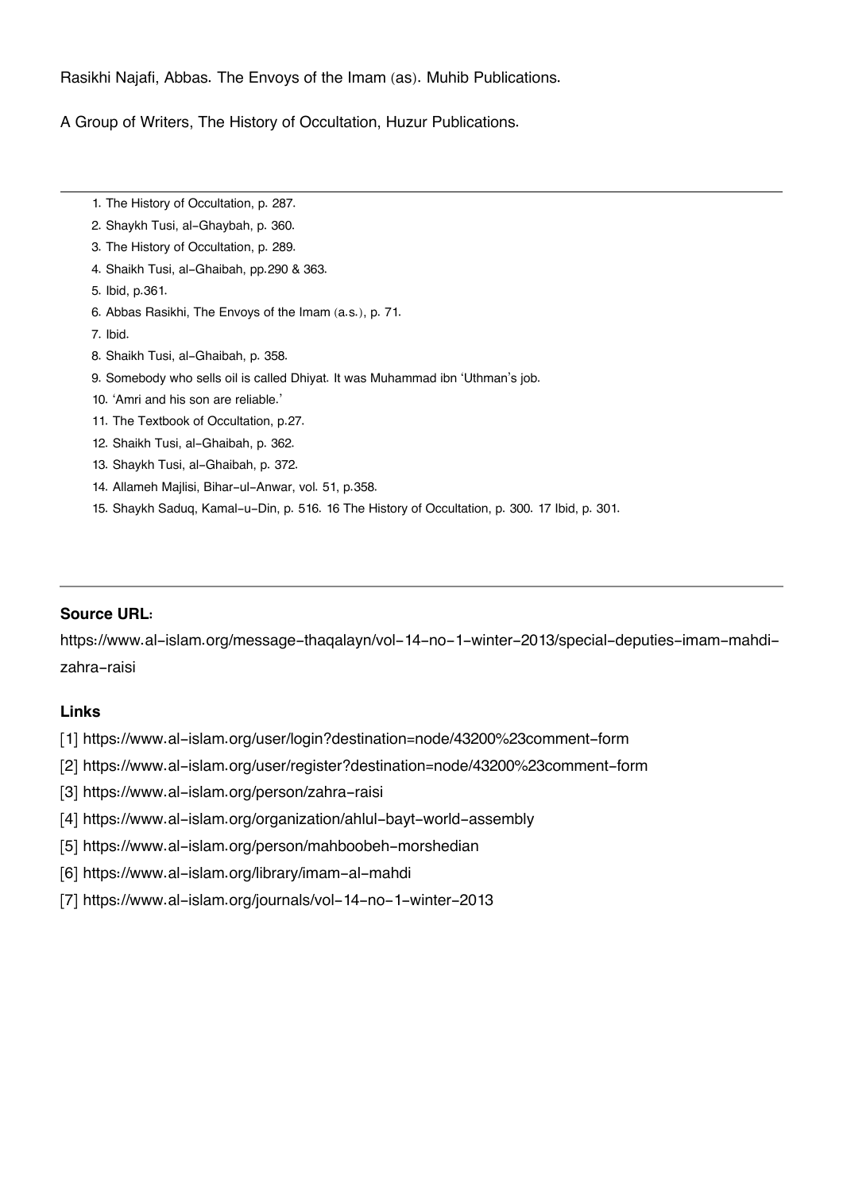Rasikhi Najafi, Abbas. The Envoys of the Imam (as). Muhib Publications.

A Group of Writers, The History of Occultation, Huzur Publications.

---

1. The History of Occultation, p. 287.
2. Shaykh Tusi, al-Ghaybah, p. 360.
3. The History of Occultation, p. 289.
4. Shaikh Tusi, al-Ghaibah, pp.290 & 363.
5. Ibid, p.361.
6. Abbas Rasikhi, The Envoys of the Imam (a.s.), p. 71.
7. Ibid.
8. Shaikh Tusi, al-Ghaibah, p. 358.
9. Somebody who sells oil is called Dhiyat. It was Muhammad ibn 'Uthman's job.
10. 'Amri and his son are reliable.'
11. The Textbook of Occultation, p.27.
12. Shaikh Tusi, al-Ghaibah, p. 362.
13. Shaykh Tusi, al-Ghaibah, p. 372.
14. Allameh Majlisi, Bihar-ul-Anwar, vol. 51, p.358.
15. Shaykh Saduq, Kamal-u-Din, p. 516. 16 The History of Occultation, p. 300. 17 Ibid, p. 301.

---

**Source URL:**
https://www.al-islam.org/message-thaqalayn/vol-14-no-1-winter-2013/special-deputies-imam-mahdi-zahra-raisi

**Links**

[1] https://www.al-islam.org/user/login?destination=node/43200%23comment-form
[2] https://www.al-islam.org/user/register?destination=node/43200%23comment-form
[3] https://www.al-islam.org/person/zahra-raisi
[4] https://www.al-islam.org/organization/ahlul-bayt-world-assembly
[5] https://www.al-islam.org/person/mahboobeh-morshedian
[6] https://www.al-islam.org/library/imam-al-mahdi
[7] https://www.al-islam.org/journals/vol-14-no-1-winter-2013